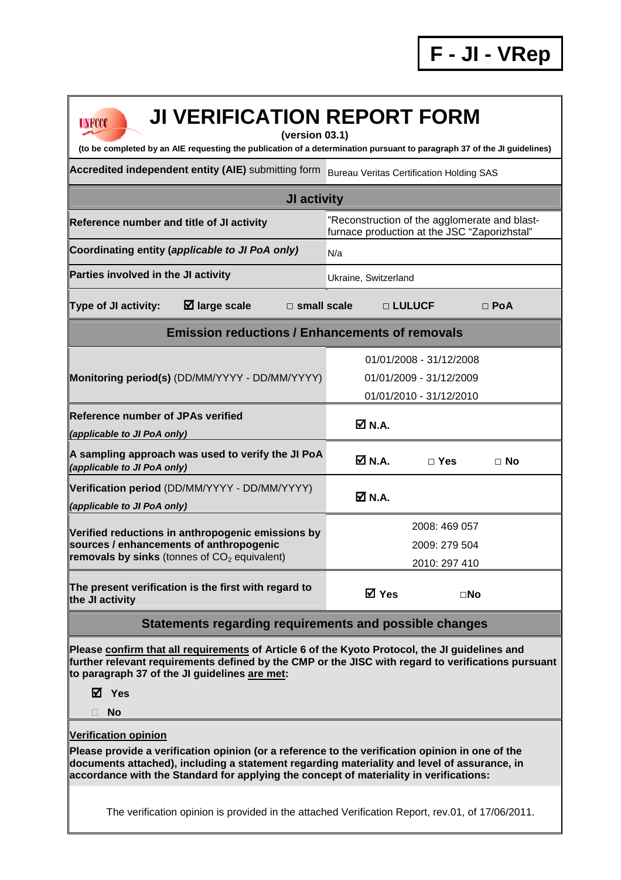**F - JI - VRep**

# JI VERIFICATION REPORT FORM

**(version 03.1)**

**(to be completed by an AIE requesting the publication of a determination pursuant to paragraph 37 of the JI guidelines)**

| **Accredited independent entity (AIE)** submitting form | Bureau Veritas Certification Holding SAS |
|---|---|
| **JI activity** | |
| **Reference number and title of JI activity** | "Reconstruction of the agglomerate and blast-furnace production at the JSC "Zaporizhstal" |
| **Coordinating entity (*applicable to JI PoA only*)** | N/a |
| **Parties involved in the JI activity** | Ukraine, Switzerland |
| **Type of JI activity:** ☑ **large scale** □ **small scale** □ **LULUCF** □ **PoA** | |
| **Emission reductions / Enhancements of removals** | |
| **Monitoring period(s)** (DD/MM/YYYY - DD/MM/YYYY) | 01/01/2008 - 31/12/2008<br>01/01/2009 - 31/12/2009<br>01/01/2010 - 31/12/2010 |
| **Reference number of JPAs verified**<br>***(applicable to JI PoA only)*** | ☑ **N.A.** |
| **A sampling approach was used to verify the JI PoA *(applicable to JI PoA only)*** | ☑ **N.A.** □ **Yes** □ **No** |
| **Verification period** (DD/MM/YYYY - DD/MM/YYYY)<br>***(applicable to JI PoA only)*** | ☑ **N.A.** |
| **Verified reductions in anthropogenic emissions by sources / enhancements of anthropogenic removals by sinks** (tonnes of $CO_2$ equivalent) | 2008: 469 057<br>2009: 279 504<br>2010: 297 410 |
| **The present verification is the first with regard to the JI activity** | ☑ **Yes** □**No** |

## Statements regarding requirements and possible changes

**Please <u>confirm that all requirements</u> of Article 6 of the Kyoto Protocol, the JI guidelines and further relevant requirements defined by the CMP or the JISC with regard to verifications pursuant to paragraph 37 of the JI guidelines <u>are met</u>:**

☑ **Yes**

□ **No**

**<u>Verification opinion</u>**

**Please provide a verification opinion (or a reference to the verification opinion in one of the documents attached), including a statement regarding materiality and level of assurance, in accordance with the Standard for applying the concept of materiality in verifications:**

The verification opinion is provided in the attached Verification Report, rev.01, of 17/06/2011.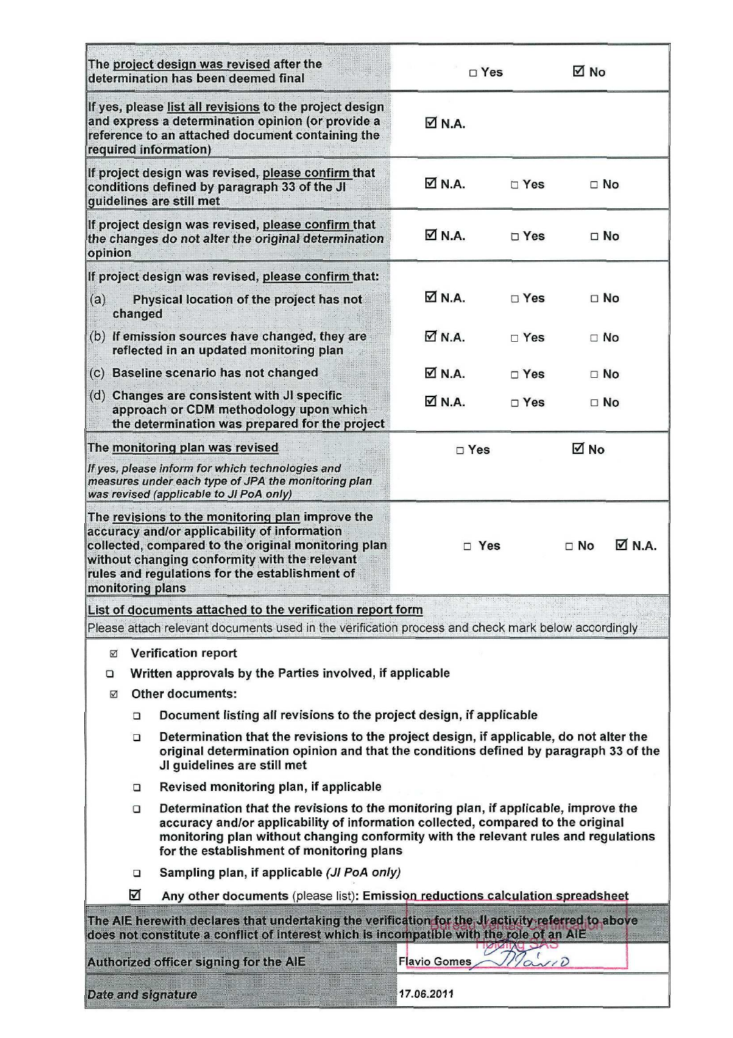| | | | |
|---|---|---|---|
| The project design was revised after the determination has been deemed final | ☐ Yes | | ☑ No |
| If yes, please list all revisions to the project design and express a determination opinion (or provide a reference to an attached document containing the required information) | ☑ N.A. | | |
| If project design was revised, please confirm that conditions defined by paragraph 33 of the JI guidelines are still met | ☑ N.A. | ☐ Yes | ☐ No |
| If project design was revised, please confirm that *the changes do not alter the original determination opinion* | ☑ N.A. | ☐ Yes | ☐ No |
| If project design was revised, please confirm that: | | | |
| (a) Physical location of the project has not changed | ☑ N.A. | ☐ Yes | ☐ No |
| (b) If emission sources have changed, they are reflected in an updated monitoring plan | ☑ N.A. | ☐ Yes | ☐ No |
| (c) Baseline scenario has not changed | ☑ N.A. | ☐ Yes | ☐ No |
| (d) Changes are consistent with JI specific approach or CDM methodology upon which the determination was prepared for the project | ☑ N.A. | ☐ Yes | ☐ No |
| The monitoring plan was revised<br>*If yes, please inform for which technologies and measures under each type of JPA the monitoring plan was revised (applicable to JI PoA only)* | ☐ Yes | | ☑ No |
| The revisions to the monitoring plan improve the accuracy and/or applicability of information collected, compared to the original monitoring plan without changing conformity with the relevant rules and regulations for the establishment of monitoring plans | ☐ Yes | ☐ No | ☑ N.A. |

**List of documents attached to the verification report form**

Please attach relevant documents used in the verification process and check mark below accordingly

- ☑ Verification report
- ☐ Written approvals by the Parties involved, if applicable
- ☑ Other documents:
  - ☐ Document listing all revisions to the project design, if applicable
  - ☐ Determination that the revisions to the project design, if applicable, do not alter the original determination opinion and that the conditions defined by paragraph 33 of the JI guidelines are still met
  - ☐ Revised monitoring plan, if applicable
  - ☐ Determination that the revisions to the monitoring plan, if applicable, improve the accuracy and/or applicability of information collected, compared to the original monitoring plan without changing conformity with the relevant rules and regulations for the establishment of monitoring plans
  - ☐ Sampling plan, if applicable *(JI PoA only)*
  - ☑ Any other documents (please list): **Emission reductions calculation spreadsheet**

**The AIE herewith declares that undertaking the verification for the JI activity referred to above does not constitute a conflict of interest which is incompatible with the role of an AIE**

| | |
|---|---|
| Authorized officer signing for the AIE | Flavio Gomes |
| *Date and signature* | *17.06.2011* |